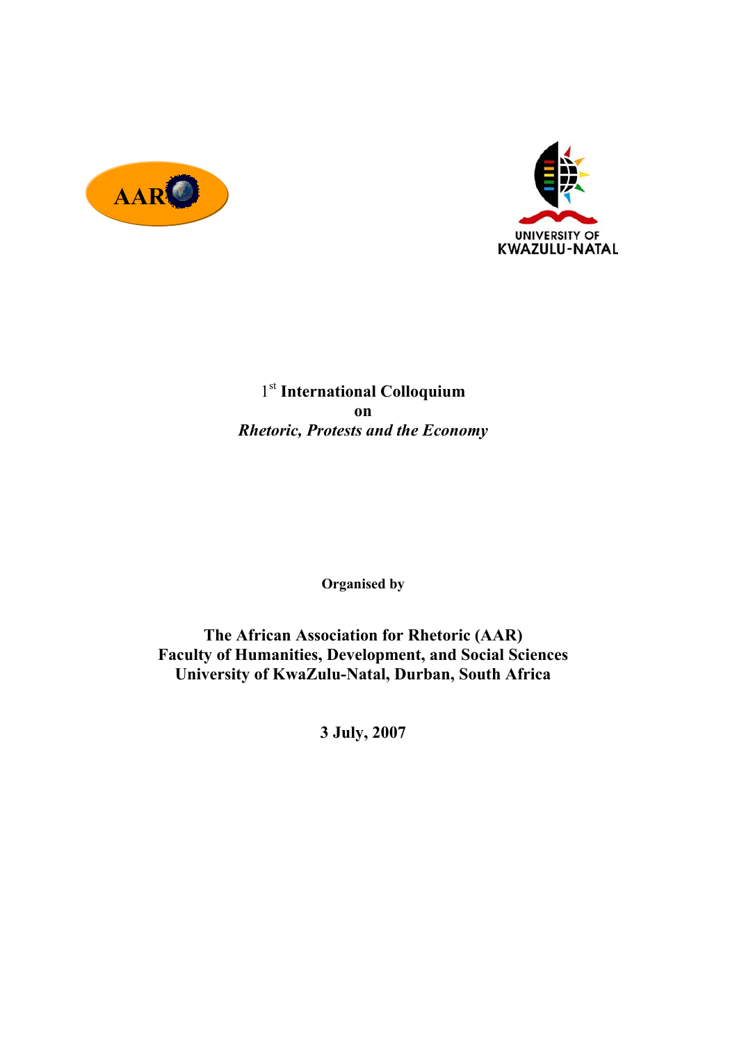AAR

UNIVERSITY OF KWAZULU-NATAL

# 1st International Colloquium on *Rhetoric, Protests and the Economy*

**Organised by**

**The African Association for Rhetoric (AAR)**
**Faculty of Humanities, Development, and Social Sciences**
**University of KwaZulu-Natal, Durban, South Africa**

**3 July, 2007**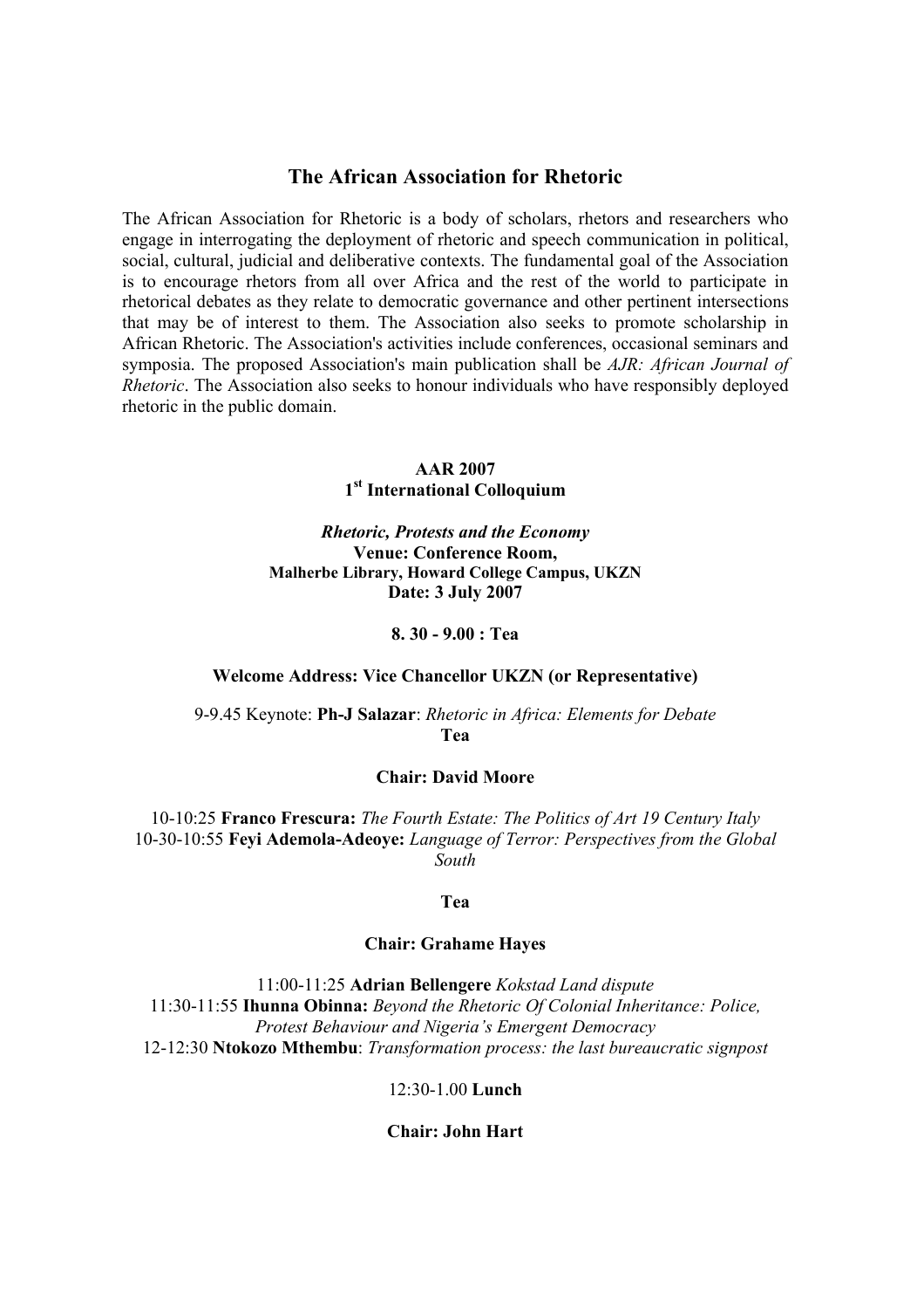## The African Association for Rhetoric

The African Association for Rhetoric is a body of scholars, rhetors and researchers who engage in interrogating the deployment of rhetoric and speech communication in political, social, cultural, judicial and deliberative contexts. The fundamental goal of the Association is to encourage rhetors from all over Africa and the rest of the world to participate in rhetorical debates as they relate to democratic governance and other pertinent intersections that may be of interest to them. The Association also seeks to promote scholarship in African Rhetoric. The Association's activities include conferences, occasional seminars and symposia. The proposed Association's main publication shall be *AJR: African Journal of Rhetoric*. The Association also seeks to honour individuals who have responsibly deployed rhetoric in the public domain.

**AAR 2007**
**1st International Colloquium**

***Rhetoric, Protests and the Economy***
**Venue: Conference Room,**
**Malherbe Library, Howard College Campus, UKZN**
**Date: 3 July 2007**

**8. 30 - 9.00 : Tea**

**Welcome Address: Vice Chancellor UKZN (or Representative)**

9-9.45 Keynote: **Ph-J Salazar**: *Rhetoric in Africa: Elements for Debate*
**Tea**

**Chair: David Moore**

10-10:25 **Franco Frescura:** *The Fourth Estate: The Politics of Art 19 Century Italy*
10-30-10:55 **Feyi Ademola-Adeoye:** *Language of Terror: Perspectives from the Global South*

**Tea**

**Chair: Grahame Hayes**

11:00-11:25 **Adrian Bellengere** *Kokstad Land dispute*
11:30-11:55 **Ihunna Obinna:** *Beyond the Rhetoric Of Colonial Inheritance: Police, Protest Behaviour and Nigeria's Emergent Democracy*
12-12:30 **Ntokozo Mthembu**: *Transformation process: the last bureaucratic signpost*

12:30-1.00 **Lunch**

**Chair: John Hart**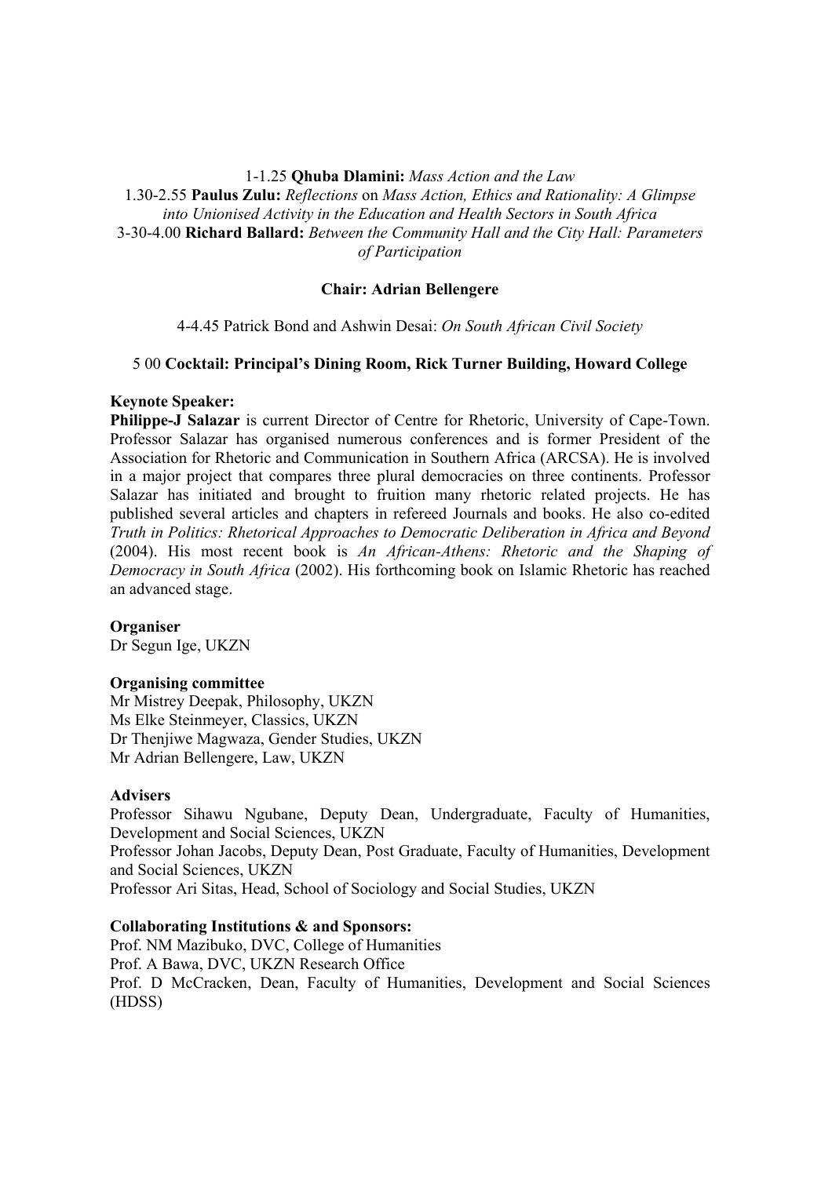1-1.25 **Qhuba Dlamini:** *Mass Action and the Law*
1.30-2.55 **Paulus Zulu:** *Reflections* on *Mass Action, Ethics and Rationality: A Glimpse into Unionised Activity in the Education and Health Sectors in South Africa*
3-30-4.00 **Richard Ballard:** *Between the Community Hall and the City Hall: Parameters of Participation*

**Chair: Adrian Bellengere**

4-4.45 Patrick Bond and Ashwin Desai: *On South African Civil Society*

5 00 **Cocktail: Principal's Dining Room, Rick Turner Building, Howard College**

**Keynote Speaker:**
**Philippe-J Salazar** is current Director of Centre for Rhetoric, University of Cape-Town. Professor Salazar has organised numerous conferences and is former President of the Association for Rhetoric and Communication in Southern Africa (ARCSA). He is involved in a major project that compares three plural democracies on three continents. Professor Salazar has initiated and brought to fruition many rhetoric related projects. He has published several articles and chapters in refereed Journals and books. He also co-edited *Truth in Politics: Rhetorical Approaches to Democratic Deliberation in Africa and Beyond* (2004). His most recent book is *An African-Athens: Rhetoric and the Shaping of Democracy in South Africa* (2002). His forthcoming book on Islamic Rhetoric has reached an advanced stage.

**Organiser**
Dr Segun Ige, UKZN

**Organising committee**
Mr Mistrey Deepak, Philosophy, UKZN
Ms Elke Steinmeyer, Classics, UKZN
Dr Thenjiwe Magwaza, Gender Studies, UKZN
Mr Adrian Bellengere, Law, UKZN

**Advisers**
Professor Sihawu Ngubane, Deputy Dean, Undergraduate, Faculty of Humanities, Development and Social Sciences, UKZN
Professor Johan Jacobs, Deputy Dean, Post Graduate, Faculty of Humanities, Development and Social Sciences, UKZN
Professor Ari Sitas, Head, School of Sociology and Social Studies, UKZN

**Collaborating Institutions & and Sponsors:**
Prof. NM Mazibuko, DVC, College of Humanities
Prof. A Bawa, DVC, UKZN Research Office
Prof. D McCracken, Dean, Faculty of Humanities, Development and Social Sciences (HDSS)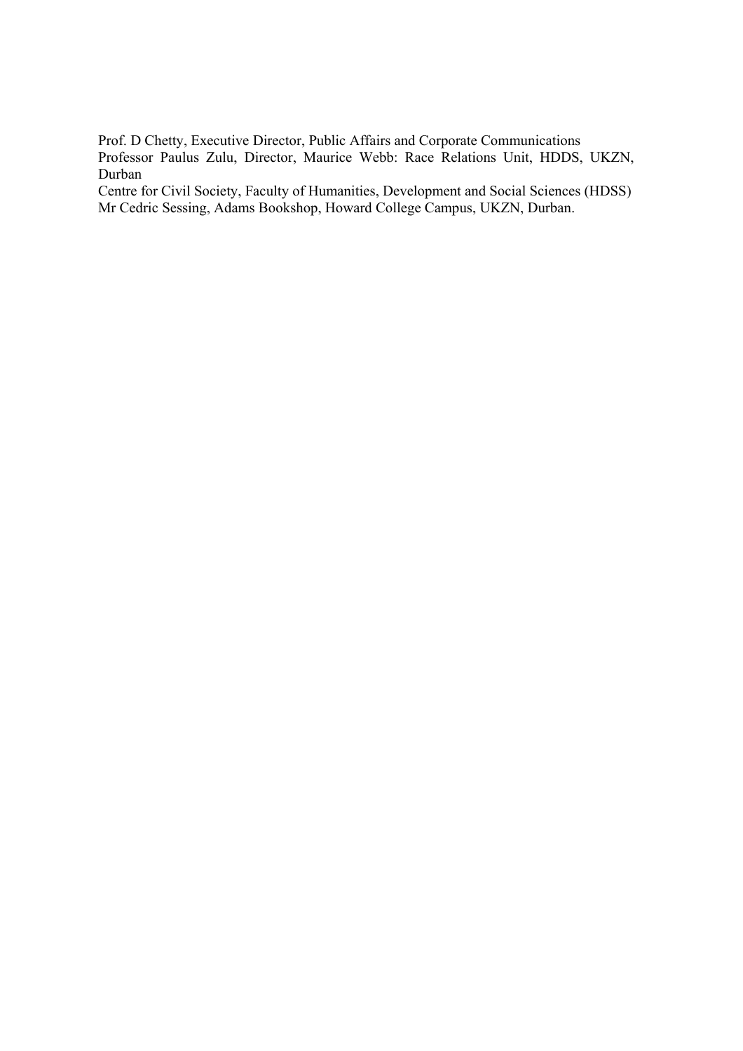Prof. D Chetty, Executive Director, Public Affairs and Corporate Communications
Professor Paulus Zulu, Director, Maurice Webb: Race Relations Unit, HDDS, UKZN, Durban
Centre for Civil Society, Faculty of Humanities, Development and Social Sciences (HDSS)
Mr Cedric Sessing, Adams Bookshop, Howard College Campus, UKZN, Durban.